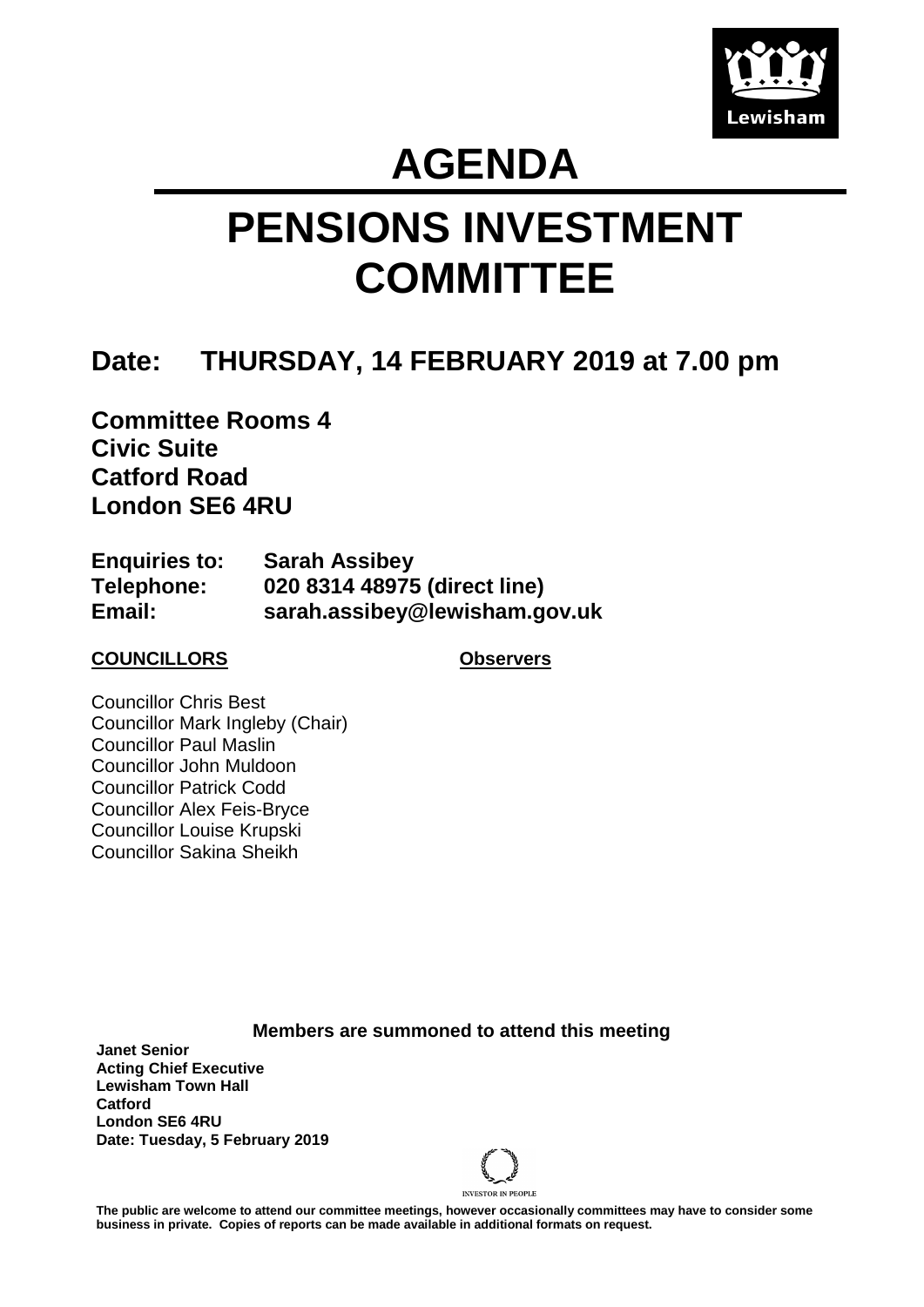# AGENDA

# PENSIONS INVESTMENT COMMITTEE

## Date: THURSDAY, 14 FEBRUARY 2019 at 7.00 pm

**Committee Rooms 4**
**Civic Suite**
**Catford Road**
**London SE6 4RU**

**Enquiries to: Sarah Assibey**
**Telephone: 020 8314 48975 (direct line)**
**Email: sarah.assibey@lewisham.gov.uk**

**COUNCILLORS**

Councillor Chris Best
Councillor Mark Ingleby (Chair)
Councillor Paul Maslin
Councillor John Muldoon
Councillor Patrick Codd
Councillor Alex Feis-Bryce
Councillor Louise Krupski
Councillor Sakina Sheikh

**Observers**

**Members are summoned to attend this meeting**

**Janet Senior**
**Acting Chief Executive**
**Lewisham Town Hall**
**Catford**
**London SE6 4RU**
**Date: Tuesday, 5 February 2019**

**The public are welcome to attend our committee meetings, however occasionally committees may have to consider some business in private. Copies of reports can be made available in additional formats on request.**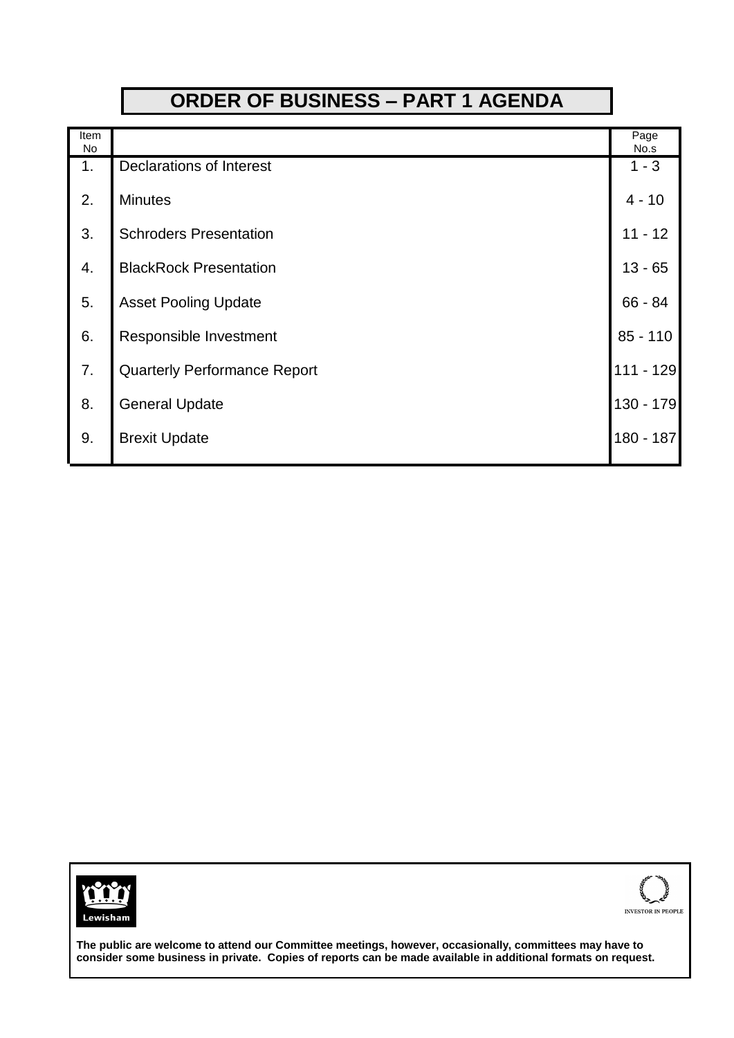# ORDER OF BUSINESS – PART 1 AGENDA

| Item No | | Page No.s |
|---|---|---|
| 1. | Declarations of Interest | 1 - 3 |
| 2. | Minutes | 4 - 10 |
| 3. | Schroders Presentation | 11 - 12 |
| 4. | BlackRock Presentation | 13 - 65 |
| 5. | Asset Pooling Update | 66 - 84 |
| 6. | Responsible Investment | 85 - 110 |
| 7. | Quarterly Performance Report | 111 - 129 |
| 8. | General Update | 130 - 179 |
| 9. | Brexit Update | 180 - 187 |

Lewisham

INVESTOR IN PEOPLE

**The public are welcome to attend our Committee meetings, however, occasionally, committees may have to consider some business in private. Copies of reports can be made available in additional formats on request.**